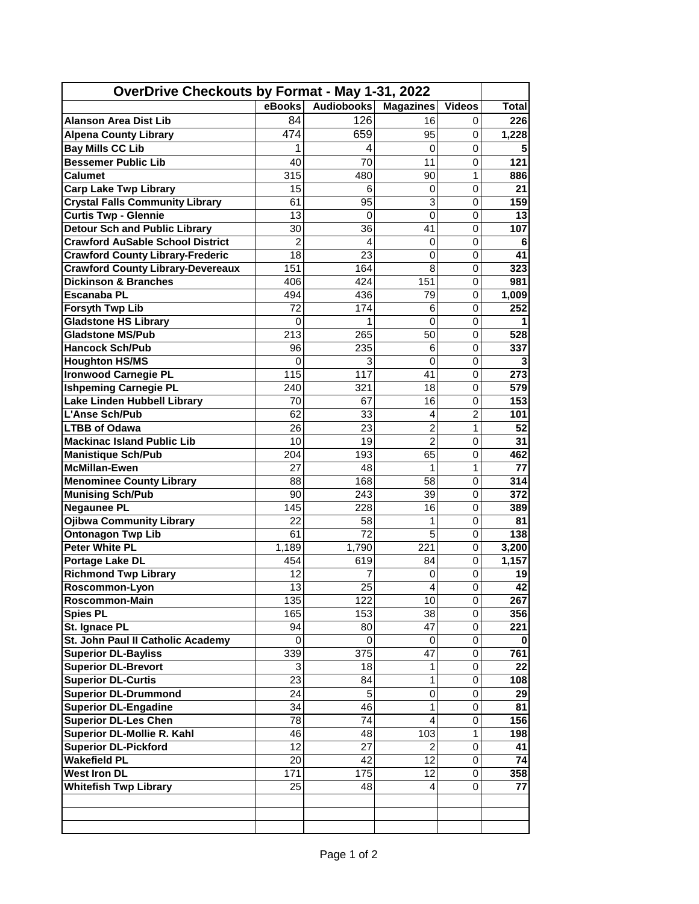# OverDrive Checkouts by Format - May 1-31, 2022

| | eBooks | Audiobooks | Magazines | Videos | Total |
|---|---|---|---|---|---|
| **Alanson Area Dist Lib** | 84 | 126 | 16 | 0 | **226** |
| **Alpena County Library** | 474 | 659 | 95 | 0 | **1,228** |
| **Bay Mills CC Lib** | 1 | 4 | 0 | 0 | **5** |
| **Bessemer Public Lib** | 40 | 70 | 11 | 0 | **121** |
| **Calumet** | 315 | 480 | 90 | 1 | **886** |
| **Carp Lake Twp Library** | 15 | 6 | 0 | 0 | **21** |
| **Crystal Falls Community Library** | 61 | 95 | 3 | 0 | **159** |
| **Curtis Twp - Glennie** | 13 | 0 | 0 | 0 | **13** |
| **Detour Sch and Public Library** | 30 | 36 | 41 | 0 | **107** |
| **Crawford AuSable School District** | 2 | 4 | 0 | 0 | **6** |
| **Crawford County Library-Frederic** | 18 | 23 | 0 | 0 | **41** |
| **Crawford County Library-Devereaux** | 151 | 164 | 8 | 0 | **323** |
| **Dickinson & Branches** | 406 | 424 | 151 | 0 | **981** |
| **Escanaba PL** | 494 | 436 | 79 | 0 | **1,009** |
| **Forsyth Twp Lib** | 72 | 174 | 6 | 0 | **252** |
| **Gladstone HS Library** | 0 | 1 | 0 | 0 | **1** |
| **Gladstone MS/Pub** | 213 | 265 | 50 | 0 | **528** |
| **Hancock Sch/Pub** | 96 | 235 | 6 | 0 | **337** |
| **Houghton HS/MS** | 0 | 3 | 0 | 0 | **3** |
| **Ironwood Carnegie PL** | 115 | 117 | 41 | 0 | **273** |
| **Ishpeming Carnegie PL** | 240 | 321 | 18 | 0 | **579** |
| **Lake Linden Hubbell Library** | 70 | 67 | 16 | 0 | **153** |
| **L'Anse Sch/Pub** | 62 | 33 | 4 | 2 | **101** |
| **LTBB of Odawa** | 26 | 23 | 2 | 1 | **52** |
| **Mackinac Island Public Lib** | 10 | 19 | 2 | 0 | **31** |
| **Manistique Sch/Pub** | 204 | 193 | 65 | 0 | **462** |
| **McMillan-Ewen** | 27 | 48 | 1 | 1 | **77** |
| **Menominee County Library** | 88 | 168 | 58 | 0 | **314** |
| **Munising Sch/Pub** | 90 | 243 | 39 | 0 | **372** |
| **Negaunee PL** | 145 | 228 | 16 | 0 | **389** |
| **Ojibwa Community Library** | 22 | 58 | 1 | 0 | **81** |
| **Ontonagon Twp Lib** | 61 | 72 | 5 | 0 | **138** |
| **Peter White PL** | 1,189 | 1,790 | 221 | 0 | **3,200** |
| **Portage Lake DL** | 454 | 619 | 84 | 0 | **1,157** |
| **Richmond Twp Library** | 12 | 7 | 0 | 0 | **19** |
| **Roscommon-Lyon** | 13 | 25 | 4 | 0 | **42** |
| **Roscommon-Main** | 135 | 122 | 10 | 0 | **267** |
| **Spies PL** | 165 | 153 | 38 | 0 | **356** |
| **St. Ignace PL** | 94 | 80 | 47 | 0 | **221** |
| **St. John Paul II Catholic Academy** | 0 | 0 | 0 | 0 | **0** |
| **Superior DL-Bayliss** | 339 | 375 | 47 | 0 | **761** |
| **Superior DL-Brevort** | 3 | 18 | 1 | 0 | **22** |
| **Superior DL-Curtis** | 23 | 84 | 1 | 0 | **108** |
| **Superior DL-Drummond** | 24 | 5 | 0 | 0 | **29** |
| **Superior DL-Engadine** | 34 | 46 | 1 | 0 | **81** |
| **Superior DL-Les Chen** | 78 | 74 | 4 | 0 | **156** |
| **Superior DL-Mollie R. Kahl** | 46 | 48 | 103 | 1 | **198** |
| **Superior DL-Pickford** | 12 | 27 | 2 | 0 | **41** |
| **Wakefield PL** | 20 | 42 | 12 | 0 | **74** |
| **West Iron DL** | 171 | 175 | 12 | 0 | **358** |
| **Whitefish Twp Library** | 25 | 48 | 4 | 0 | **77** |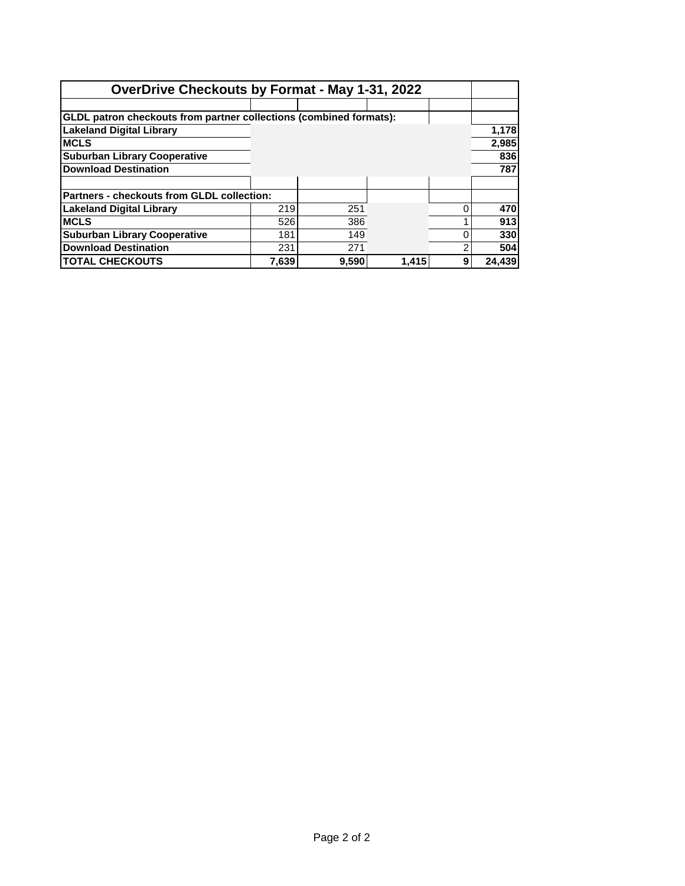| OverDrive Checkouts by Format - May 1-31, 2022 | | | | | |
|---|---|---|---|---|---|
| | | | | | |
| GLDL patron checkouts from partner collections (combined formats): | | | | | |
| Lakeland Digital Library | | | | | 1,178 |
| MCLS | | | | | 2,985 |
| Suburban Library Cooperative | | | | | 836 |
| Download Destination | | | | | 787 |
| | | | | | |
| Partners - checkouts from GLDL collection: | | | | | |
| Lakeland Digital Library | 219 | 251 | | 0 | 470 |
| MCLS | 526 | 386 | | 1 | 913 |
| Suburban Library Cooperative | 181 | 149 | | 0 | 330 |
| Download Destination | 231 | 271 | | 2 | 504 |
| TOTAL CHECKOUTS | 7,639 | 9,590 | 1,415 | 9 | 24,439 |